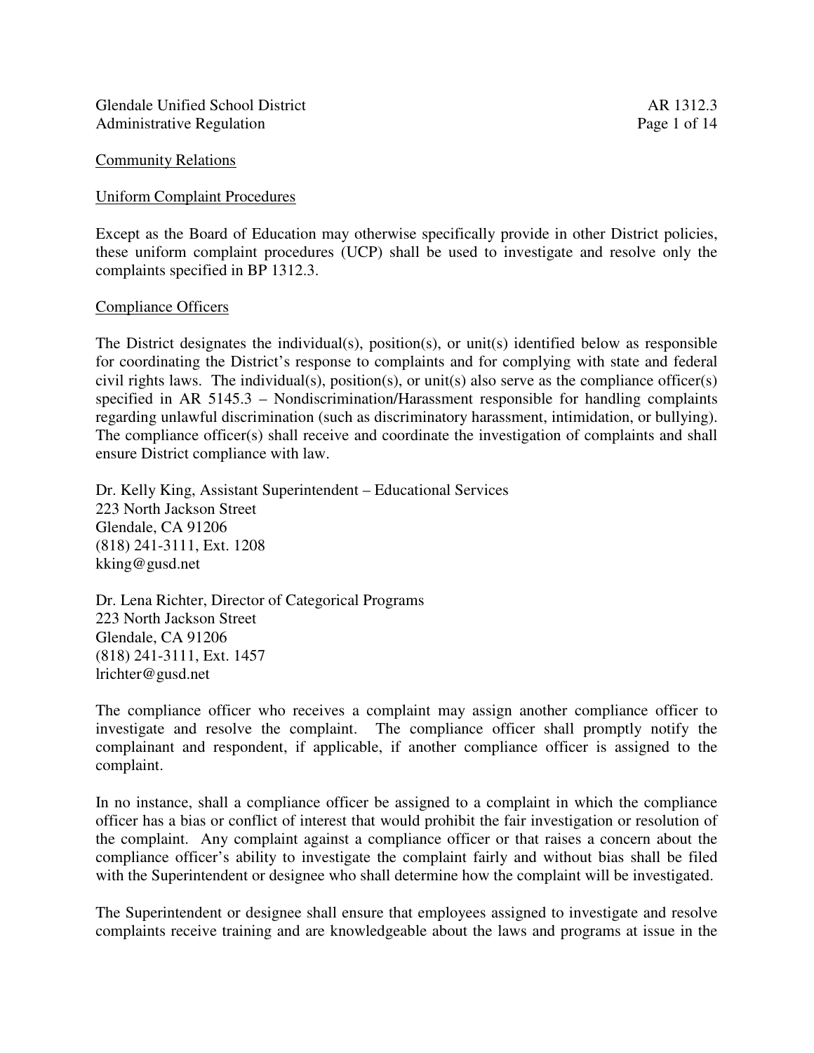Glendale Unified School District
Administrative Regulation

AR 1312.3

## Community Relations

## Uniform Complaint Procedures

Except as the Board of Education may otherwise specifically provide in other District policies, these uniform complaint procedures (UCP) shall be used to investigate and resolve only the complaints specified in BP 1312.3.

### Compliance Officers

The District designates the individual(s), position(s), or unit(s) identified below as responsible for coordinating the District's response to complaints and for complying with state and federal civil rights laws. The individual(s), position(s), or unit(s) also serve as the compliance officer(s) specified in AR 5145.3 – Nondiscrimination/Harassment responsible for handling complaints regarding unlawful discrimination (such as discriminatory harassment, intimidation, or bullying). The compliance officer(s) shall receive and coordinate the investigation of complaints and shall ensure District compliance with law.

Dr. Kelly King, Assistant Superintendent – Educational Services
223 North Jackson Street
Glendale, CA 91206
(818) 241-3111, Ext. 1208
kking@gusd.net

Dr. Lena Richter, Director of Categorical Programs
223 North Jackson Street
Glendale, CA 91206
(818) 241-3111, Ext. 1457
lrichter@gusd.net

The compliance officer who receives a complaint may assign another compliance officer to investigate and resolve the complaint. The compliance officer shall promptly notify the complainant and respondent, if applicable, if another compliance officer is assigned to the complaint.

In no instance, shall a compliance officer be assigned to a complaint in which the compliance officer has a bias or conflict of interest that would prohibit the fair investigation or resolution of the complaint. Any complaint against a compliance officer or that raises a concern about the compliance officer's ability to investigate the complaint fairly and without bias shall be filed with the Superintendent or designee who shall determine how the complaint will be investigated.

The Superintendent or designee shall ensure that employees assigned to investigate and resolve complaints receive training and are knowledgeable about the laws and programs at issue in the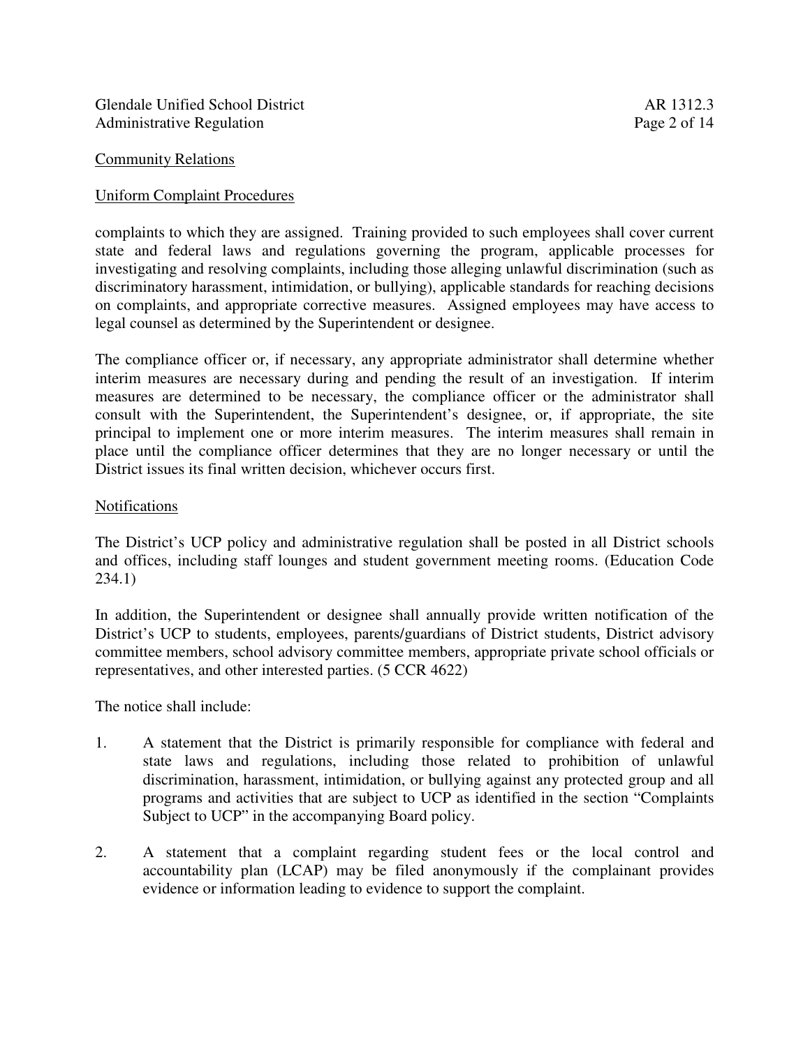complaints to which they are assigned. Training provided to such employees shall cover current state and federal laws and regulations governing the program, applicable processes for investigating and resolving complaints, including those alleging unlawful discrimination (such as discriminatory harassment, intimidation, or bullying), applicable standards for reaching decisions on complaints, and appropriate corrective measures. Assigned employees may have access to legal counsel as determined by the Superintendent or designee.

The compliance officer or, if necessary, any appropriate administrator shall determine whether interim measures are necessary during and pending the result of an investigation. If interim measures are determined to be necessary, the compliance officer or the administrator shall consult with the Superintendent, the Superintendent's designee, or, if appropriate, the site principal to implement one or more interim measures. The interim measures shall remain in place until the compliance officer determines that they are no longer necessary or until the District issues its final written decision, whichever occurs first.

## Notifications

The District's UCP policy and administrative regulation shall be posted in all District schools and offices, including staff lounges and student government meeting rooms. (Education Code 234.1)

In addition, the Superintendent or designee shall annually provide written notification of the District's UCP to students, employees, parents/guardians of District students, District advisory committee members, school advisory committee members, appropriate private school officials or representatives, and other interested parties. (5 CCR 4622)

The notice shall include:

1. A statement that the District is primarily responsible for compliance with federal and state laws and regulations, including those related to prohibition of unlawful discrimination, harassment, intimidation, or bullying against any protected group and all programs and activities that are subject to UCP as identified in the section "Complaints Subject to UCP" in the accompanying Board policy.

2. A statement that a complaint regarding student fees or the local control and accountability plan (LCAP) may be filed anonymously if the complainant provides evidence or information leading to evidence to support the complaint.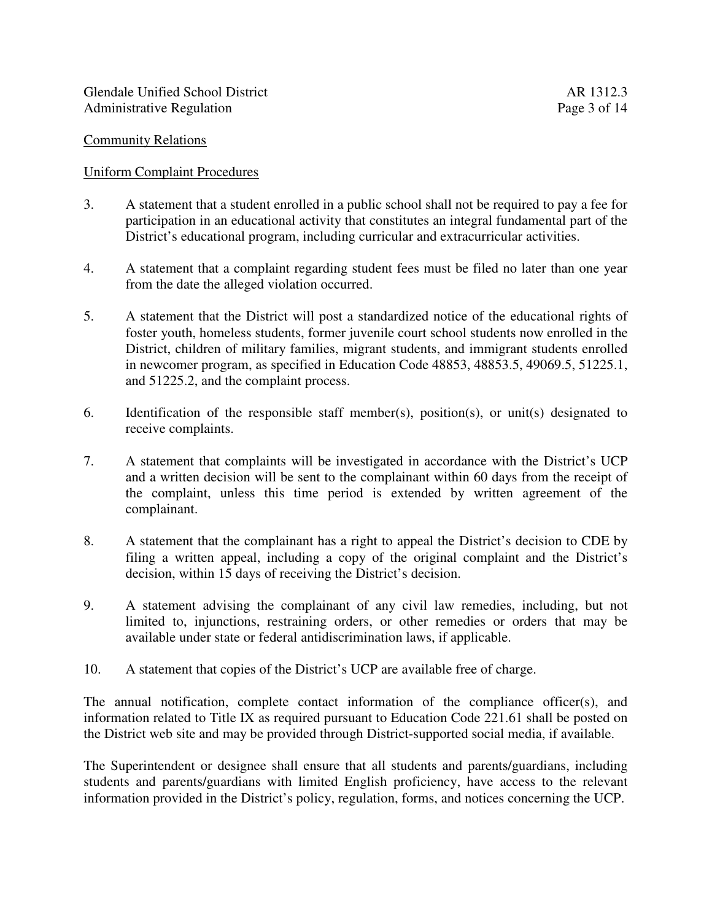Community Relations

Uniform Complaint Procedures

3. A statement that a student enrolled in a public school shall not be required to pay a fee for participation in an educational activity that constitutes an integral fundamental part of the District's educational program, including curricular and extracurricular activities.

4. A statement that a complaint regarding student fees must be filed no later than one year from the date the alleged violation occurred.

5. A statement that the District will post a standardized notice of the educational rights of foster youth, homeless students, former juvenile court school students now enrolled in the District, children of military families, migrant students, and immigrant students enrolled in newcomer program, as specified in Education Code 48853, 48853.5, 49069.5, 51225.1, and 51225.2, and the complaint process.

6. Identification of the responsible staff member(s), position(s), or unit(s) designated to receive complaints.

7. A statement that complaints will be investigated in accordance with the District's UCP and a written decision will be sent to the complainant within 60 days from the receipt of the complaint, unless this time period is extended by written agreement of the complainant.

8. A statement that the complainant has a right to appeal the District's decision to CDE by filing a written appeal, including a copy of the original complaint and the District's decision, within 15 days of receiving the District's decision.

9. A statement advising the complainant of any civil law remedies, including, but not limited to, injunctions, restraining orders, or other remedies or orders that may be available under state or federal antidiscrimination laws, if applicable.

10. A statement that copies of the District's UCP are available free of charge.

The annual notification, complete contact information of the compliance officer(s), and information related to Title IX as required pursuant to Education Code 221.61 shall be posted on the District web site and may be provided through District-supported social media, if available.

The Superintendent or designee shall ensure that all students and parents/guardians, including students and parents/guardians with limited English proficiency, have access to the relevant information provided in the District's policy, regulation, forms, and notices concerning the UCP.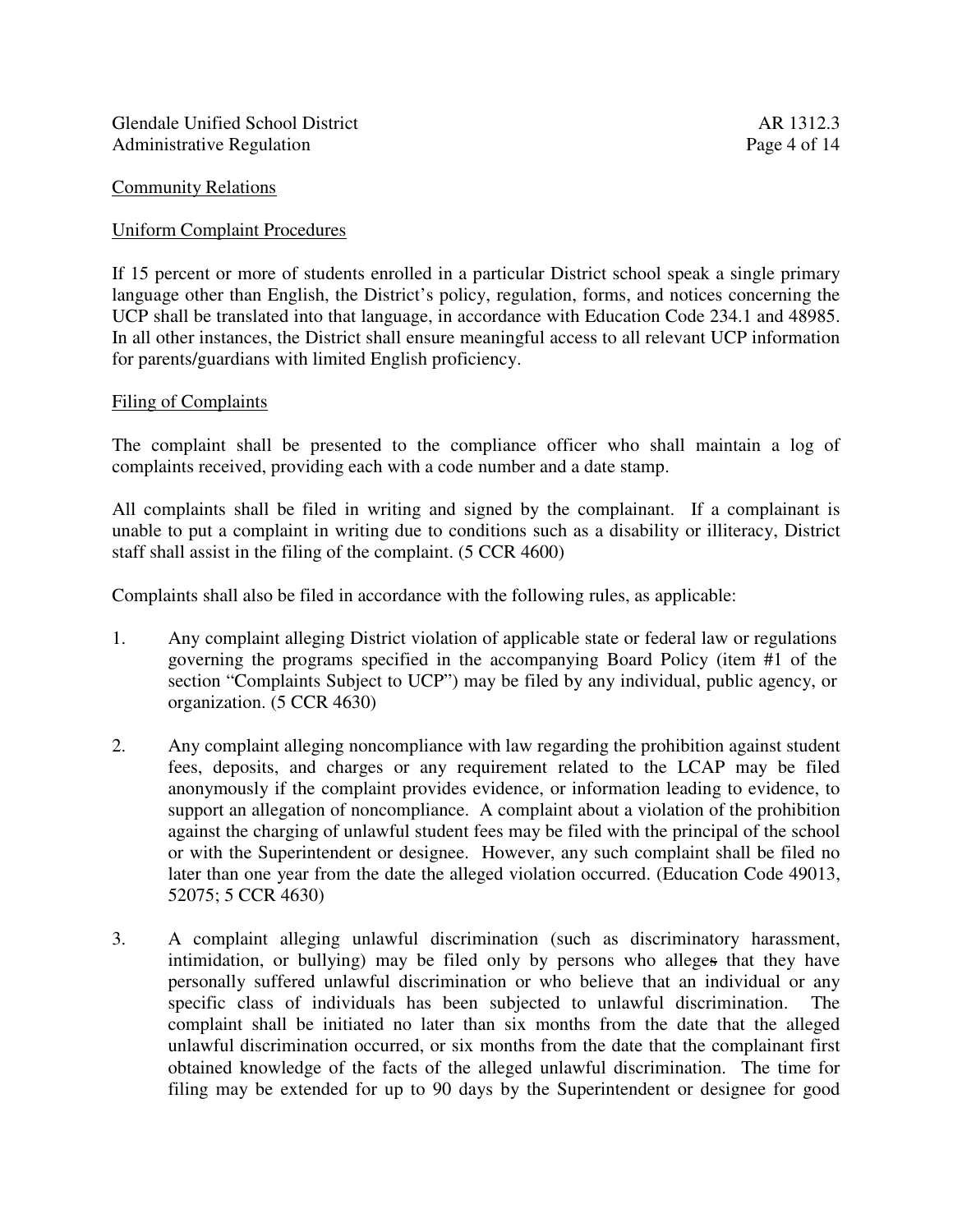Community Relations

Uniform Complaint Procedures

If 15 percent or more of students enrolled in a particular District school speak a single primary language other than English, the District's policy, regulation, forms, and notices concerning the UCP shall be translated into that language, in accordance with Education Code 234.1 and 48985. In all other instances, the District shall ensure meaningful access to all relevant UCP information for parents/guardians with limited English proficiency.

Filing of Complaints

The complaint shall be presented to the compliance officer who shall maintain a log of complaints received, providing each with a code number and a date stamp.

All complaints shall be filed in writing and signed by the complainant. If a complainant is unable to put a complaint in writing due to conditions such as a disability or illiteracy, District staff shall assist in the filing of the complaint. (5 CCR 4600)

Complaints shall also be filed in accordance with the following rules, as applicable:

1. Any complaint alleging District violation of applicable state or federal law or regulations governing the programs specified in the accompanying Board Policy (item #1 of the section "Complaints Subject to UCP") may be filed by any individual, public agency, or organization. (5 CCR 4630)

2. Any complaint alleging noncompliance with law regarding the prohibition against student fees, deposits, and charges or any requirement related to the LCAP may be filed anonymously if the complaint provides evidence, or information leading to evidence, to support an allegation of noncompliance. A complaint about a violation of the prohibition against the charging of unlawful student fees may be filed with the principal of the school or with the Superintendent or designee. However, any such complaint shall be filed no later than one year from the date the alleged violation occurred. (Education Code 49013, 52075; 5 CCR 4630)

3. A complaint alleging unlawful discrimination (such as discriminatory harassment, intimidation, or bullying) may be filed only by persons who alleges that they have personally suffered unlawful discrimination or who believe that an individual or any specific class of individuals has been subjected to unlawful discrimination. The complaint shall be initiated no later than six months from the date that the alleged unlawful discrimination occurred, or six months from the date that the complainant first obtained knowledge of the facts of the alleged unlawful discrimination. The time for filing may be extended for up to 90 days by the Superintendent or designee for good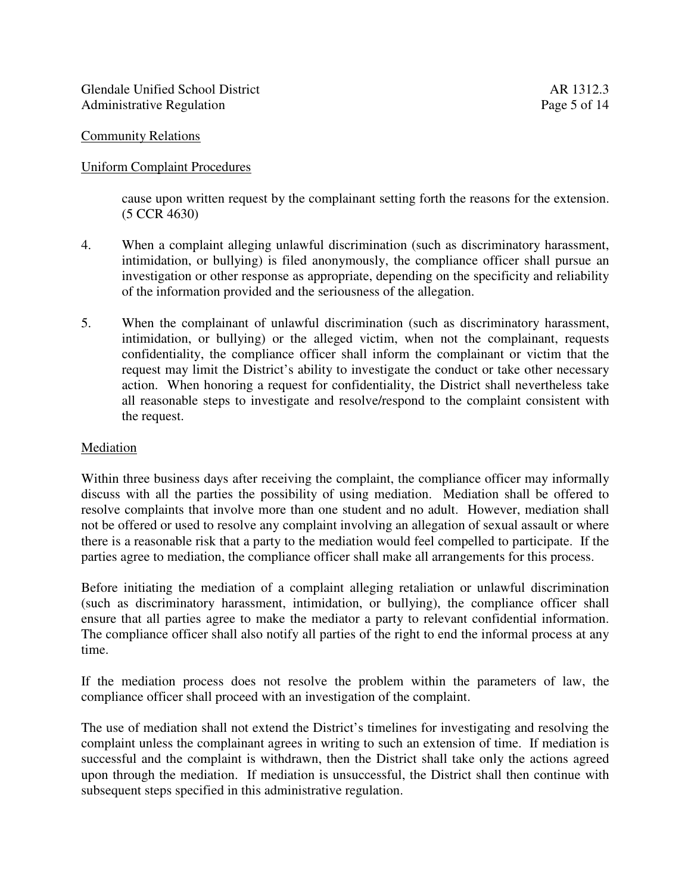Community Relations

Uniform Complaint Procedures

cause upon written request by the complainant setting forth the reasons for the extension. (5 CCR 4630)

4. When a complaint alleging unlawful discrimination (such as discriminatory harassment, intimidation, or bullying) is filed anonymously, the compliance officer shall pursue an investigation or other response as appropriate, depending on the specificity and reliability of the information provided and the seriousness of the allegation.

5. When the complainant of unlawful discrimination (such as discriminatory harassment, intimidation, or bullying) or the alleged victim, when not the complainant, requests confidentiality, the compliance officer shall inform the complainant or victim that the request may limit the District's ability to investigate the conduct or take other necessary action. When honoring a request for confidentiality, the District shall nevertheless take all reasonable steps to investigate and resolve/respond to the complaint consistent with the request.

Mediation

Within three business days after receiving the complaint, the compliance officer may informally discuss with all the parties the possibility of using mediation. Mediation shall be offered to resolve complaints that involve more than one student and no adult. However, mediation shall not be offered or used to resolve any complaint involving an allegation of sexual assault or where there is a reasonable risk that a party to the mediation would feel compelled to participate. If the parties agree to mediation, the compliance officer shall make all arrangements for this process.

Before initiating the mediation of a complaint alleging retaliation or unlawful discrimination (such as discriminatory harassment, intimidation, or bullying), the compliance officer shall ensure that all parties agree to make the mediator a party to relevant confidential information. The compliance officer shall also notify all parties of the right to end the informal process at any time.

If the mediation process does not resolve the problem within the parameters of law, the compliance officer shall proceed with an investigation of the complaint.

The use of mediation shall not extend the District's timelines for investigating and resolving the complaint unless the complainant agrees in writing to such an extension of time. If mediation is successful and the complaint is withdrawn, then the District shall take only the actions agreed upon through the mediation. If mediation is unsuccessful, the District shall then continue with subsequent steps specified in this administrative regulation.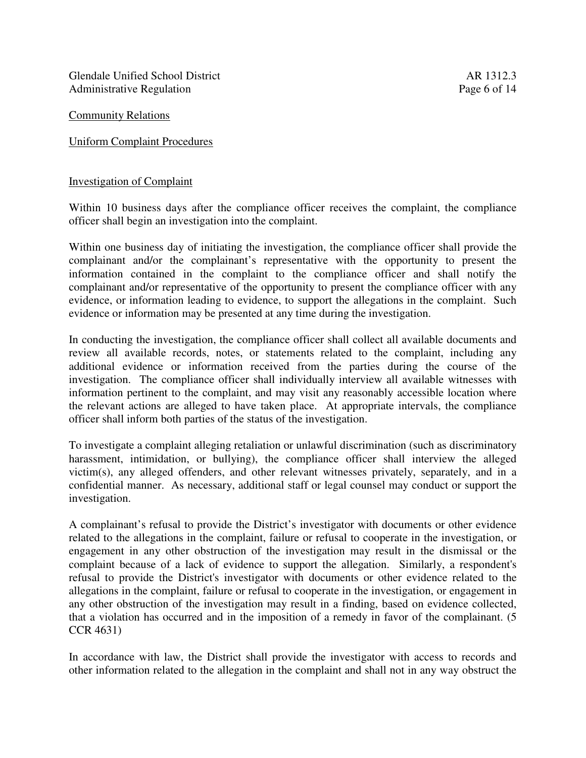Community Relations

Uniform Complaint Procedures

## Investigation of Complaint

Within 10 business days after the compliance officer receives the complaint, the compliance officer shall begin an investigation into the complaint.

Within one business day of initiating the investigation, the compliance officer shall provide the complainant and/or the complainant's representative with the opportunity to present the information contained in the complaint to the compliance officer and shall notify the complainant and/or representative of the opportunity to present the compliance officer with any evidence, or information leading to evidence, to support the allegations in the complaint. Such evidence or information may be presented at any time during the investigation.

In conducting the investigation, the compliance officer shall collect all available documents and review all available records, notes, or statements related to the complaint, including any additional evidence or information received from the parties during the course of the investigation. The compliance officer shall individually interview all available witnesses with information pertinent to the complaint, and may visit any reasonably accessible location where the relevant actions are alleged to have taken place. At appropriate intervals, the compliance officer shall inform both parties of the status of the investigation.

To investigate a complaint alleging retaliation or unlawful discrimination (such as discriminatory harassment, intimidation, or bullying), the compliance officer shall interview the alleged victim(s), any alleged offenders, and other relevant witnesses privately, separately, and in a confidential manner. As necessary, additional staff or legal counsel may conduct or support the investigation.

A complainant's refusal to provide the District's investigator with documents or other evidence related to the allegations in the complaint, failure or refusal to cooperate in the investigation, or engagement in any other obstruction of the investigation may result in the dismissal or the complaint because of a lack of evidence to support the allegation. Similarly, a respondent's refusal to provide the District's investigator with documents or other evidence related to the allegations in the complaint, failure or refusal to cooperate in the investigation, or engagement in any other obstruction of the investigation may result in a finding, based on evidence collected, that a violation has occurred and in the imposition of a remedy in favor of the complainant. (5 CCR 4631)

In accordance with law, the District shall provide the investigator with access to records and other information related to the allegation in the complaint and shall not in any way obstruct the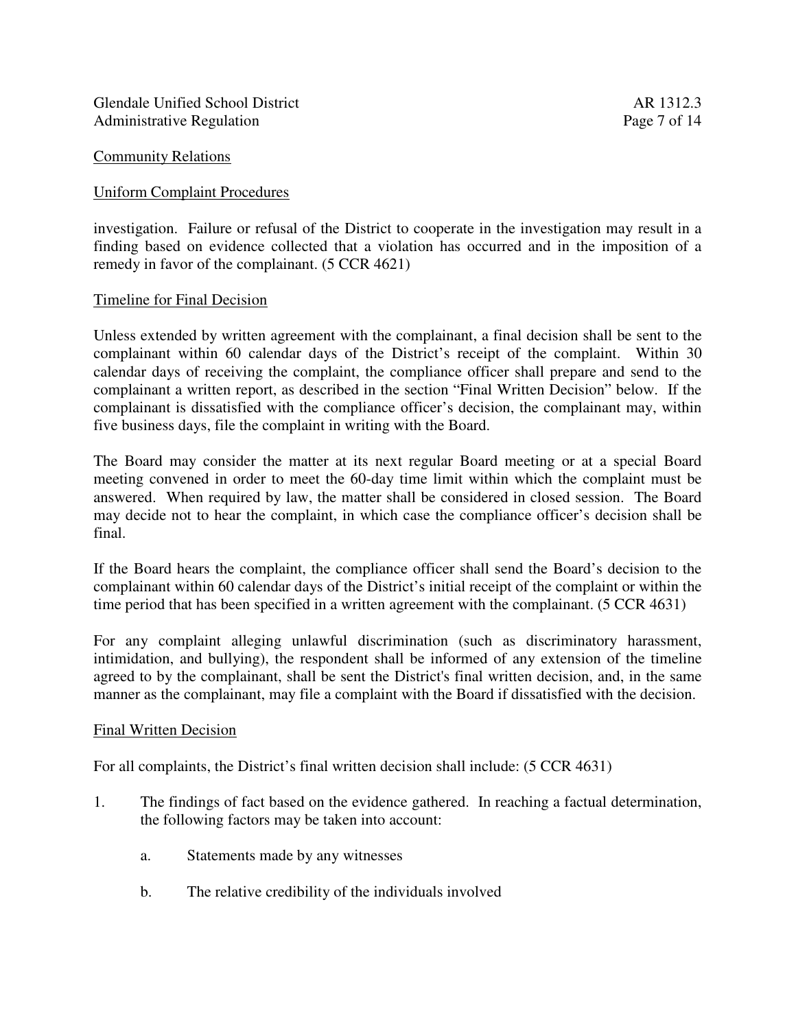investigation. Failure or refusal of the District to cooperate in the investigation may result in a finding based on evidence collected that a violation has occurred and in the imposition of a remedy in favor of the complainant. (5 CCR 4621)

## Timeline for Final Decision

Unless extended by written agreement with the complainant, a final decision shall be sent to the complainant within 60 calendar days of the District's receipt of the complaint. Within 30 calendar days of receiving the complaint, the compliance officer shall prepare and send to the complainant a written report, as described in the section "Final Written Decision" below. If the complainant is dissatisfied with the compliance officer's decision, the complainant may, within five business days, file the complaint in writing with the Board.

The Board may consider the matter at its next regular Board meeting or at a special Board meeting convened in order to meet the 60-day time limit within which the complaint must be answered. When required by law, the matter shall be considered in closed session. The Board may decide not to hear the complaint, in which case the compliance officer's decision shall be final.

If the Board hears the complaint, the compliance officer shall send the Board's decision to the complainant within 60 calendar days of the District's initial receipt of the complaint or within the time period that has been specified in a written agreement with the complainant. (5 CCR 4631)

For any complaint alleging unlawful discrimination (such as discriminatory harassment, intimidation, and bullying), the respondent shall be informed of any extension of the timeline agreed to by the complainant, shall be sent the District's final written decision, and, in the same manner as the complainant, may file a complaint with the Board if dissatisfied with the decision.

## Final Written Decision

For all complaints, the District's final written decision shall include: (5 CCR 4631)

1. The findings of fact based on the evidence gathered. In reaching a factual determination, the following factors may be taken into account:

    a. Statements made by any witnesses

    b. The relative credibility of the individuals involved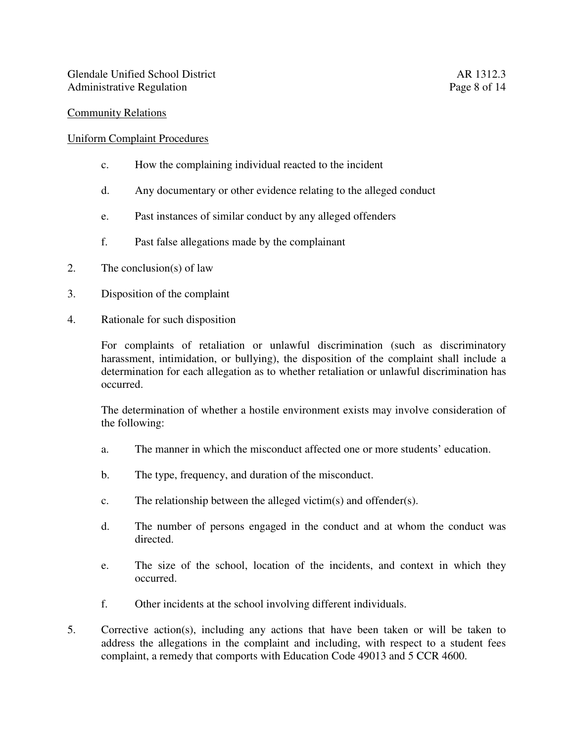Community Relations

Uniform Complaint Procedures

   c. How the complaining individual reacted to the incident

   d. Any documentary or other evidence relating to the alleged conduct

   e. Past instances of similar conduct by any alleged offenders

   f. Past false allegations made by the complainant

2. The conclusion(s) of law

3. Disposition of the complaint

4. Rationale for such disposition

   For complaints of retaliation or unlawful discrimination (such as discriminatory harassment, intimidation, or bullying), the disposition of the complaint shall include a determination for each allegation as to whether retaliation or unlawful discrimination has occurred.

   The determination of whether a hostile environment exists may involve consideration of the following:

   a. The manner in which the misconduct affected one or more students' education.

   b. The type, frequency, and duration of the misconduct.

   c. The relationship between the alleged victim(s) and offender(s).

   d. The number of persons engaged in the conduct and at whom the conduct was directed.

   e. The size of the school, location of the incidents, and context in which they occurred.

   f. Other incidents at the school involving different individuals.

5. Corrective action(s), including any actions that have been taken or will be taken to address the allegations in the complaint and including, with respect to a student fees complaint, a remedy that comports with Education Code 49013 and 5 CCR 4600.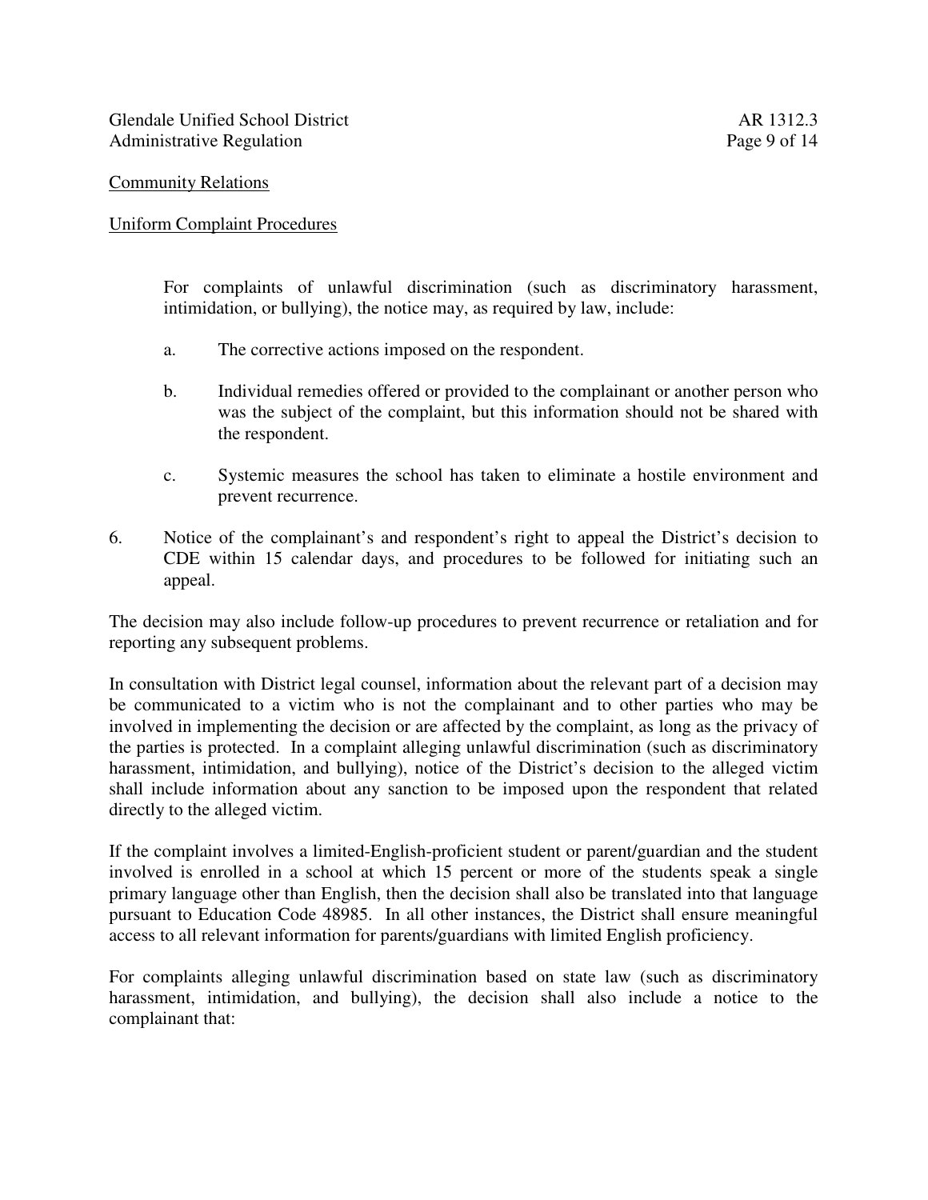Community Relations

Uniform Complaint Procedures

For complaints of unlawful discrimination (such as discriminatory harassment, intimidation, or bullying), the notice may, as required by law, include:

a. The corrective actions imposed on the respondent.

b. Individual remedies offered or provided to the complainant or another person who was the subject of the complaint, but this information should not be shared with the respondent.

c. Systemic measures the school has taken to eliminate a hostile environment and prevent recurrence.

6. Notice of the complainant's and respondent's right to appeal the District's decision to CDE within 15 calendar days, and procedures to be followed for initiating such an appeal.

The decision may also include follow-up procedures to prevent recurrence or retaliation and for reporting any subsequent problems.

In consultation with District legal counsel, information about the relevant part of a decision may be communicated to a victim who is not the complainant and to other parties who may be involved in implementing the decision or are affected by the complaint, as long as the privacy of the parties is protected. In a complaint alleging unlawful discrimination (such as discriminatory harassment, intimidation, and bullying), notice of the District's decision to the alleged victim shall include information about any sanction to be imposed upon the respondent that related directly to the alleged victim.

If the complaint involves a limited-English-proficient student or parent/guardian and the student involved is enrolled in a school at which 15 percent or more of the students speak a single primary language other than English, then the decision shall also be translated into that language pursuant to Education Code 48985. In all other instances, the District shall ensure meaningful access to all relevant information for parents/guardians with limited English proficiency.

For complaints alleging unlawful discrimination based on state law (such as discriminatory harassment, intimidation, and bullying), the decision shall also include a notice to the complainant that: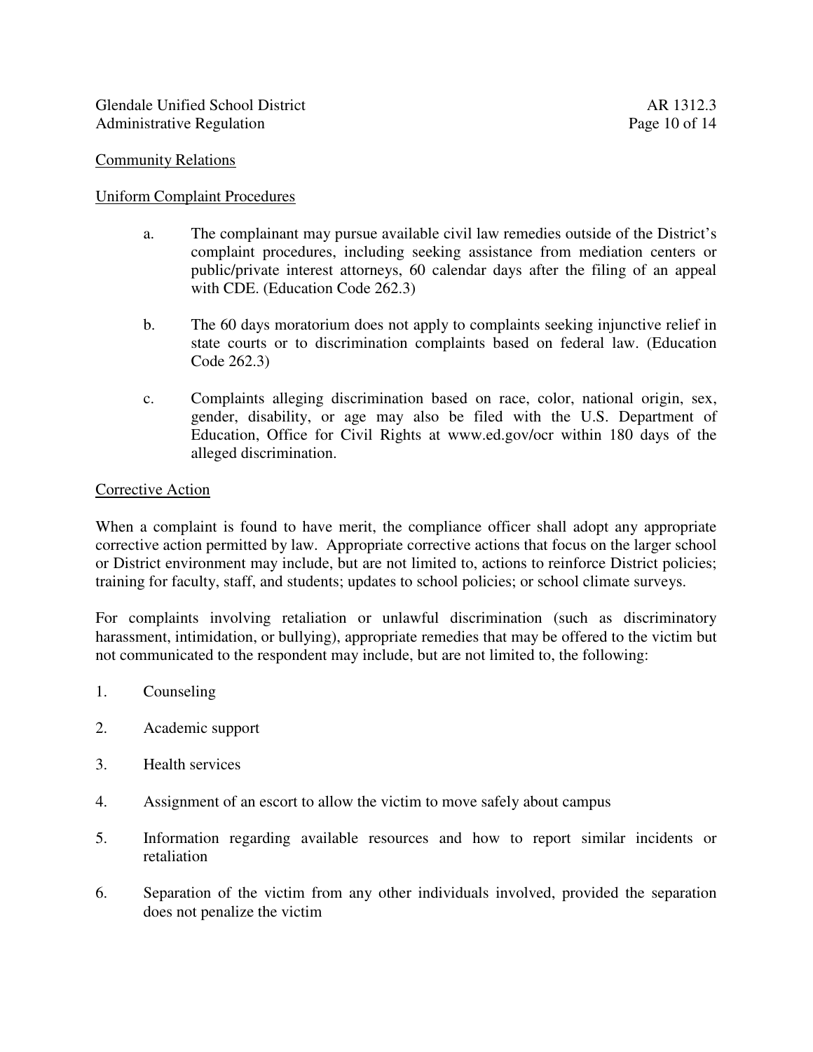Community Relations

Uniform Complaint Procedures

a. The complainant may pursue available civil law remedies outside of the District's complaint procedures, including seeking assistance from mediation centers or public/private interest attorneys, 60 calendar days after the filing of an appeal with CDE. (Education Code 262.3)

b. The 60 days moratorium does not apply to complaints seeking injunctive relief in state courts or to discrimination complaints based on federal law. (Education Code 262.3)

c. Complaints alleging discrimination based on race, color, national origin, sex, gender, disability, or age may also be filed with the U.S. Department of Education, Office for Civil Rights at www.ed.gov/ocr within 180 days of the alleged discrimination.

Corrective Action

When a complaint is found to have merit, the compliance officer shall adopt any appropriate corrective action permitted by law. Appropriate corrective actions that focus on the larger school or District environment may include, but are not limited to, actions to reinforce District policies; training for faculty, staff, and students; updates to school policies; or school climate surveys.

For complaints involving retaliation or unlawful discrimination (such as discriminatory harassment, intimidation, or bullying), appropriate remedies that may be offered to the victim but not communicated to the respondent may include, but are not limited to, the following:

1. Counseling

2. Academic support

3. Health services

4. Assignment of an escort to allow the victim to move safely about campus

5. Information regarding available resources and how to report similar incidents or retaliation

6. Separation of the victim from any other individuals involved, provided the separation does not penalize the victim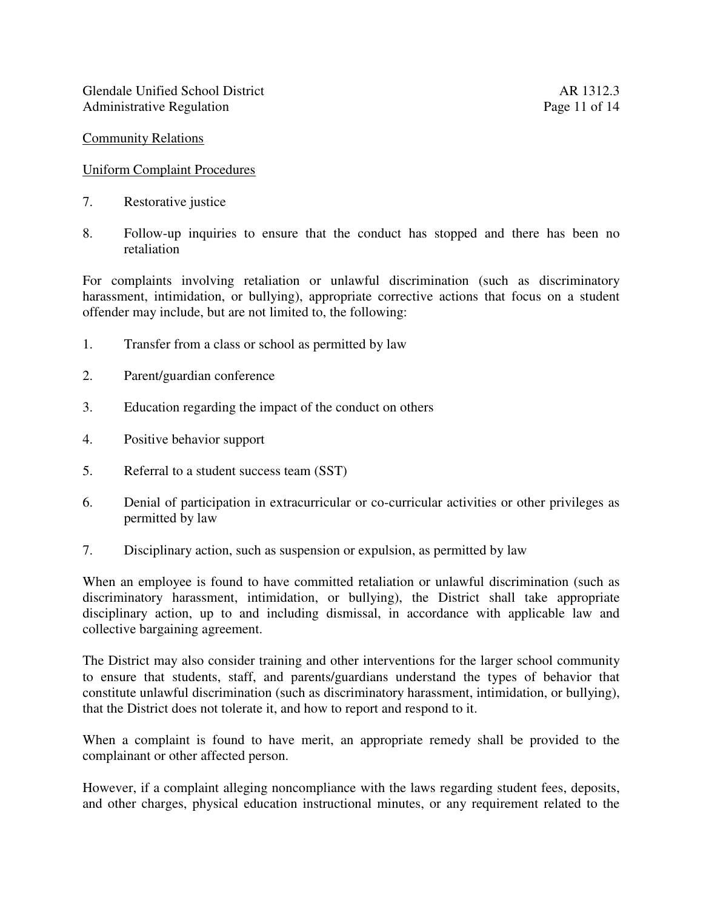Community Relations

Uniform Complaint Procedures

7. Restorative justice

8. Follow-up inquiries to ensure that the conduct has stopped and there has been no retaliation

For complaints involving retaliation or unlawful discrimination (such as discriminatory harassment, intimidation, or bullying), appropriate corrective actions that focus on a student offender may include, but are not limited to, the following:

1. Transfer from a class or school as permitted by law

2. Parent/guardian conference

3. Education regarding the impact of the conduct on others

4. Positive behavior support

5. Referral to a student success team (SST)

6. Denial of participation in extracurricular or co-curricular activities or other privileges as permitted by law

7. Disciplinary action, such as suspension or expulsion, as permitted by law

When an employee is found to have committed retaliation or unlawful discrimination (such as discriminatory harassment, intimidation, or bullying), the District shall take appropriate disciplinary action, up to and including dismissal, in accordance with applicable law and collective bargaining agreement.

The District may also consider training and other interventions for the larger school community to ensure that students, staff, and parents/guardians understand the types of behavior that constitute unlawful discrimination (such as discriminatory harassment, intimidation, or bullying), that the District does not tolerate it, and how to report and respond to it.

When a complaint is found to have merit, an appropriate remedy shall be provided to the complainant or other affected person.

However, if a complaint alleging noncompliance with the laws regarding student fees, deposits, and other charges, physical education instructional minutes, or any requirement related to the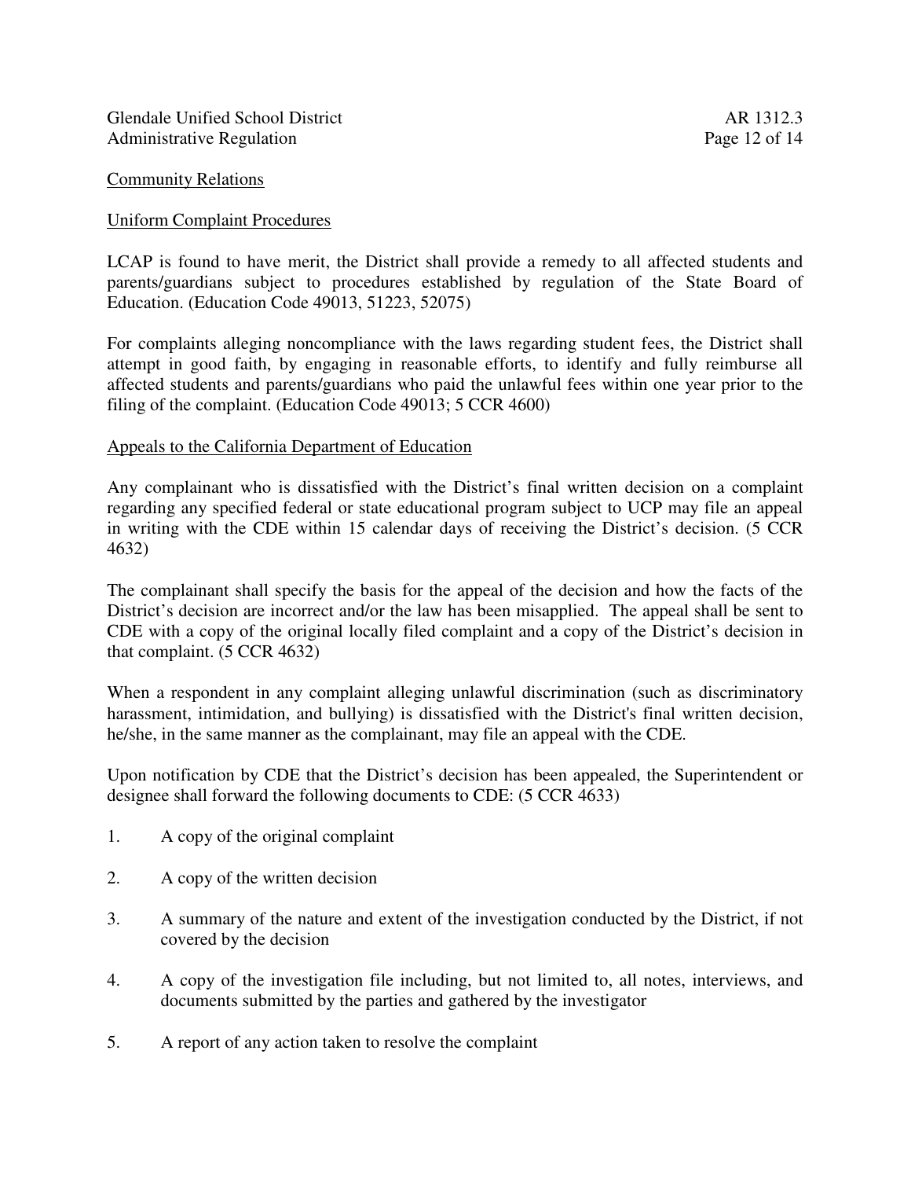Community Relations

Uniform Complaint Procedures

LCAP is found to have merit, the District shall provide a remedy to all affected students and parents/guardians subject to procedures established by regulation of the State Board of Education. (Education Code 49013, 51223, 52075)

For complaints alleging noncompliance with the laws regarding student fees, the District shall attempt in good faith, by engaging in reasonable efforts, to identify and fully reimburse all affected students and parents/guardians who paid the unlawful fees within one year prior to the filing of the complaint. (Education Code 49013; 5 CCR 4600)

Appeals to the California Department of Education

Any complainant who is dissatisfied with the District's final written decision on a complaint regarding any specified federal or state educational program subject to UCP may file an appeal in writing with the CDE within 15 calendar days of receiving the District's decision. (5 CCR 4632)

The complainant shall specify the basis for the appeal of the decision and how the facts of the District's decision are incorrect and/or the law has been misapplied. The appeal shall be sent to CDE with a copy of the original locally filed complaint and a copy of the District's decision in that complaint. (5 CCR 4632)

When a respondent in any complaint alleging unlawful discrimination (such as discriminatory harassment, intimidation, and bullying) is dissatisfied with the District's final written decision, he/she, in the same manner as the complainant, may file an appeal with the CDE.

Upon notification by CDE that the District's decision has been appealed, the Superintendent or designee shall forward the following documents to CDE: (5 CCR 4633)

1. A copy of the original complaint

2. A copy of the written decision

3. A summary of the nature and extent of the investigation conducted by the District, if not covered by the decision

4. A copy of the investigation file including, but not limited to, all notes, interviews, and documents submitted by the parties and gathered by the investigator

5. A report of any action taken to resolve the complaint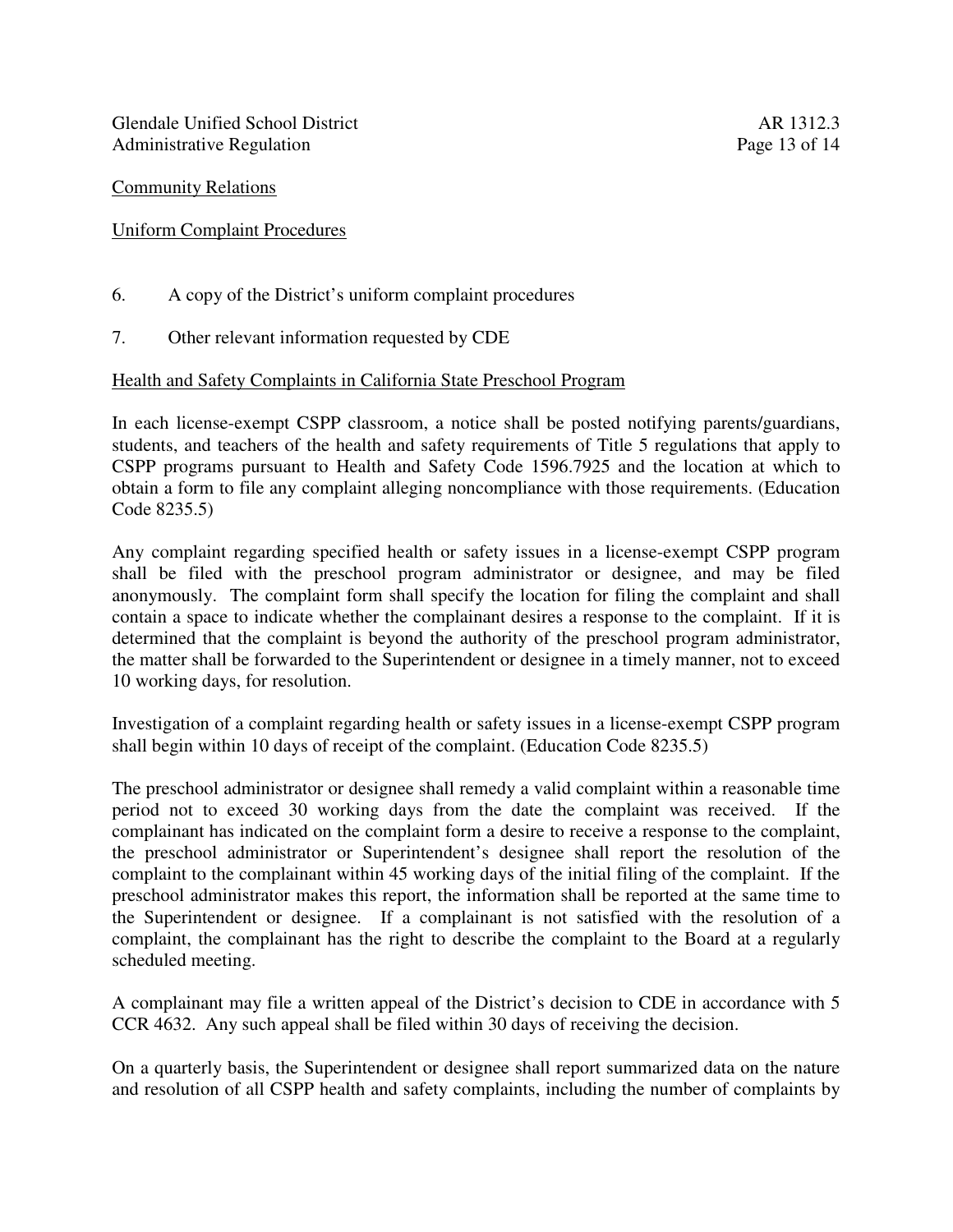Community Relations

Uniform Complaint Procedures

6. A copy of the District's uniform complaint procedures

7. Other relevant information requested by CDE

Health and Safety Complaints in California State Preschool Program

In each license-exempt CSPP classroom, a notice shall be posted notifying parents/guardians, students, and teachers of the health and safety requirements of Title 5 regulations that apply to CSPP programs pursuant to Health and Safety Code 1596.7925 and the location at which to obtain a form to file any complaint alleging noncompliance with those requirements. (Education Code 8235.5)

Any complaint regarding specified health or safety issues in a license-exempt CSPP program shall be filed with the preschool program administrator or designee, and may be filed anonymously. The complaint form shall specify the location for filing the complaint and shall contain a space to indicate whether the complainant desires a response to the complaint. If it is determined that the complaint is beyond the authority of the preschool program administrator, the matter shall be forwarded to the Superintendent or designee in a timely manner, not to exceed 10 working days, for resolution.

Investigation of a complaint regarding health or safety issues in a license-exempt CSPP program shall begin within 10 days of receipt of the complaint. (Education Code 8235.5)

The preschool administrator or designee shall remedy a valid complaint within a reasonable time period not to exceed 30 working days from the date the complaint was received. If the complainant has indicated on the complaint form a desire to receive a response to the complaint, the preschool administrator or Superintendent's designee shall report the resolution of the complaint to the complainant within 45 working days of the initial filing of the complaint. If the preschool administrator makes this report, the information shall be reported at the same time to the Superintendent or designee. If a complainant is not satisfied with the resolution of a complaint, the complainant has the right to describe the complaint to the Board at a regularly scheduled meeting.

A complainant may file a written appeal of the District's decision to CDE in accordance with 5 CCR 4632. Any such appeal shall be filed within 30 days of receiving the decision.

On a quarterly basis, the Superintendent or designee shall report summarized data on the nature and resolution of all CSPP health and safety complaints, including the number of complaints by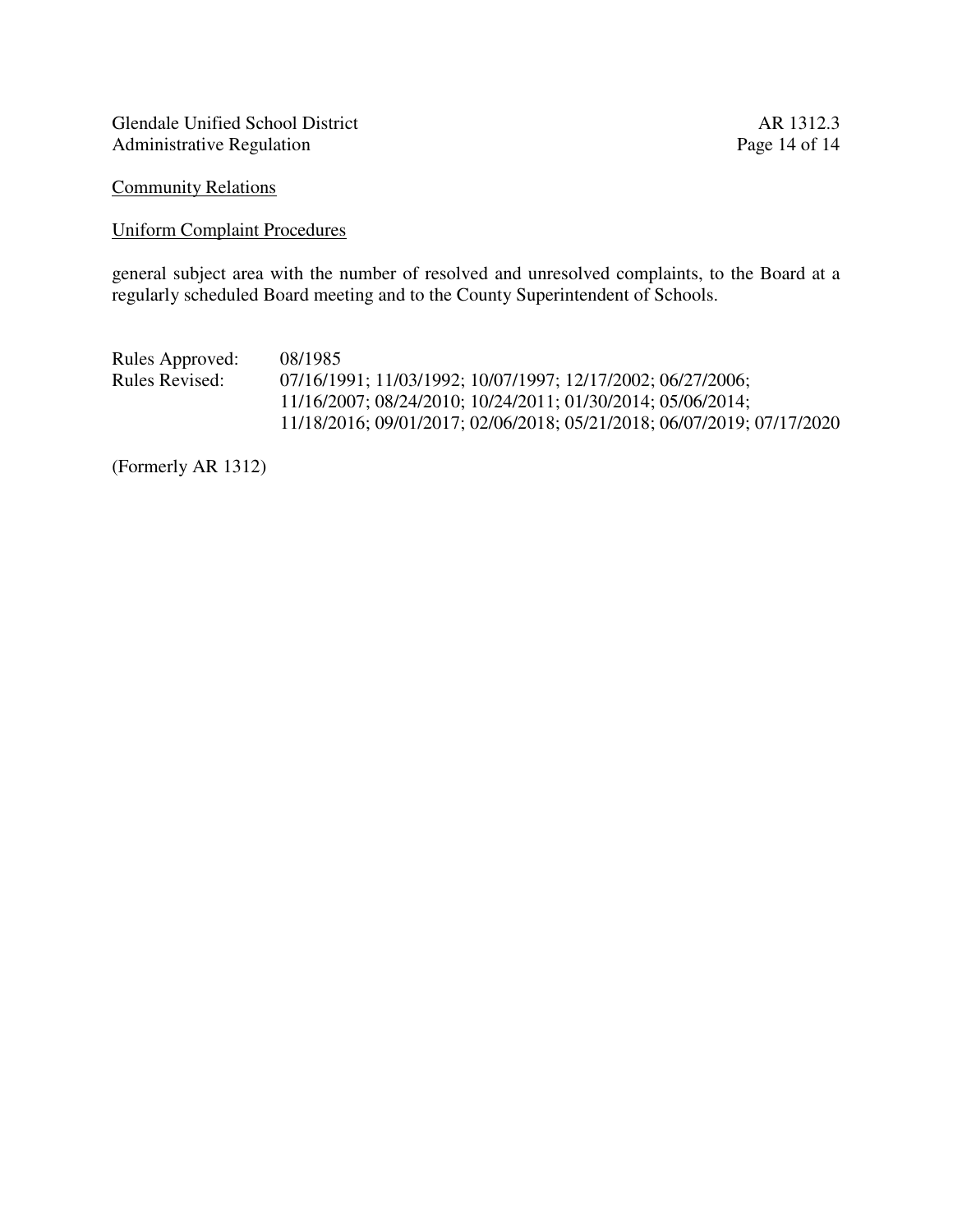general subject area with the number of resolved and unresolved complaints, to the Board at a regularly scheduled Board meeting and to the County Superintendent of Schools.

| | |
|---|---|
| Rules Approved: | 08/1985 |
| Rules Revised: | 07/16/1991; 11/03/1992; 10/07/1997; 12/17/2002; 06/27/2006; 11/16/2007; 08/24/2010; 10/24/2011; 01/30/2014; 05/06/2014; 11/18/2016; 09/01/2017; 02/06/2018; 05/21/2018; 06/07/2019; 07/17/2020 |

(Formerly AR 1312)